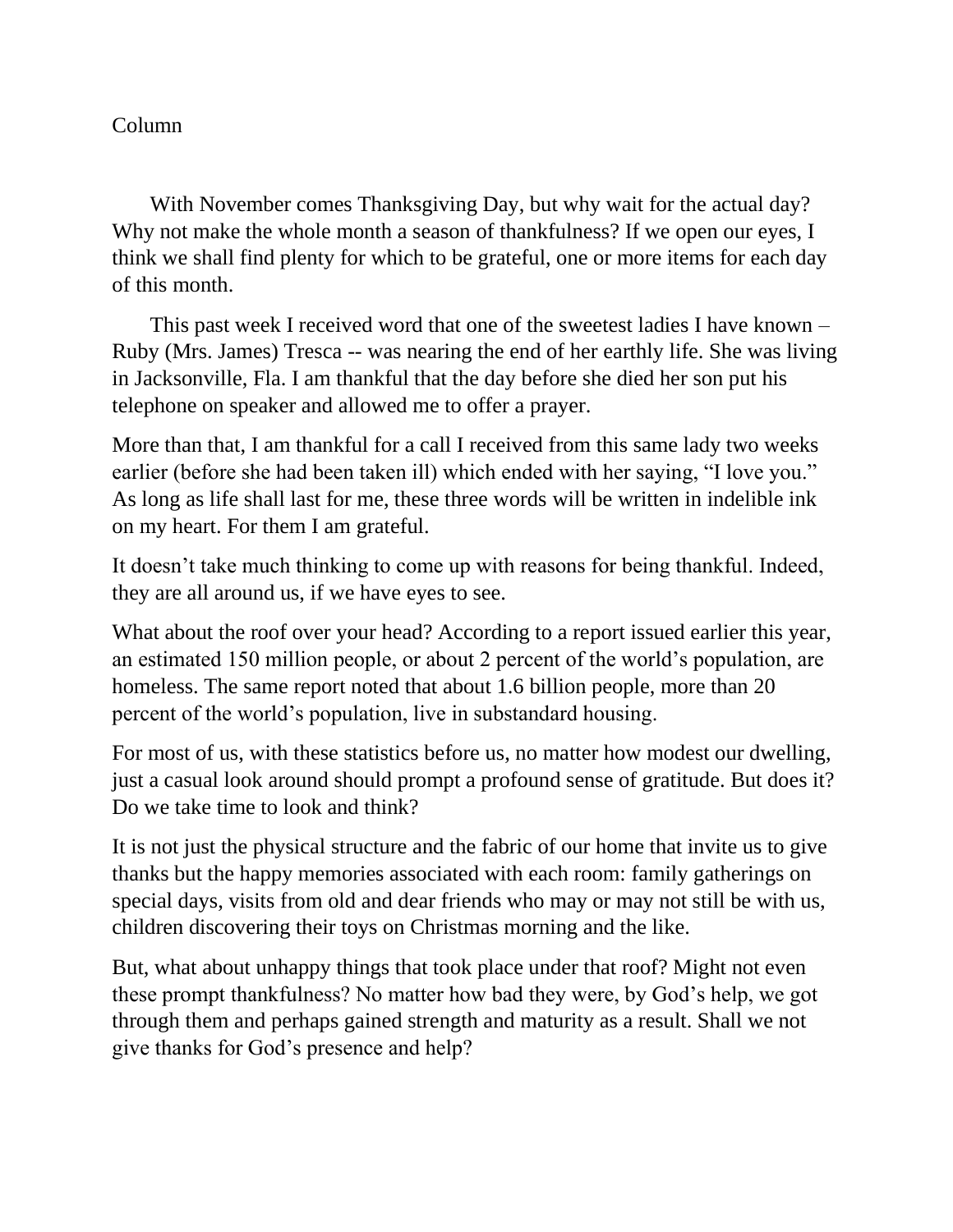Column

With November comes Thanksgiving Day, but why wait for the actual day? Why not make the whole month a season of thankfulness? If we open our eyes, I think we shall find plenty for which to be grateful, one or more items for each day of this month.

This past week I received word that one of the sweetest ladies I have known – Ruby (Mrs. James) Tresca -- was nearing the end of her earthly life. She was living in Jacksonville, Fla. I am thankful that the day before she died her son put his telephone on speaker and allowed me to offer a prayer.

More than that, I am thankful for a call I received from this same lady two weeks earlier (before she had been taken ill) which ended with her saying, "I love you." As long as life shall last for me, these three words will be written in indelible ink on my heart. For them I am grateful.

It doesn't take much thinking to come up with reasons for being thankful. Indeed, they are all around us, if we have eyes to see.

What about the roof over your head? According to a report issued earlier this year, an estimated 150 million people, or about 2 percent of the world's population, are homeless. The same report noted that about 1.6 billion people, more than 20 percent of the world's population, live in substandard housing.

For most of us, with these statistics before us, no matter how modest our dwelling, just a casual look around should prompt a profound sense of gratitude. But does it? Do we take time to look and think?

It is not just the physical structure and the fabric of our home that invite us to give thanks but the happy memories associated with each room: family gatherings on special days, visits from old and dear friends who may or may not still be with us, children discovering their toys on Christmas morning and the like.

But, what about unhappy things that took place under that roof? Might not even these prompt thankfulness? No matter how bad they were, by God's help, we got through them and perhaps gained strength and maturity as a result. Shall we not give thanks for God's presence and help?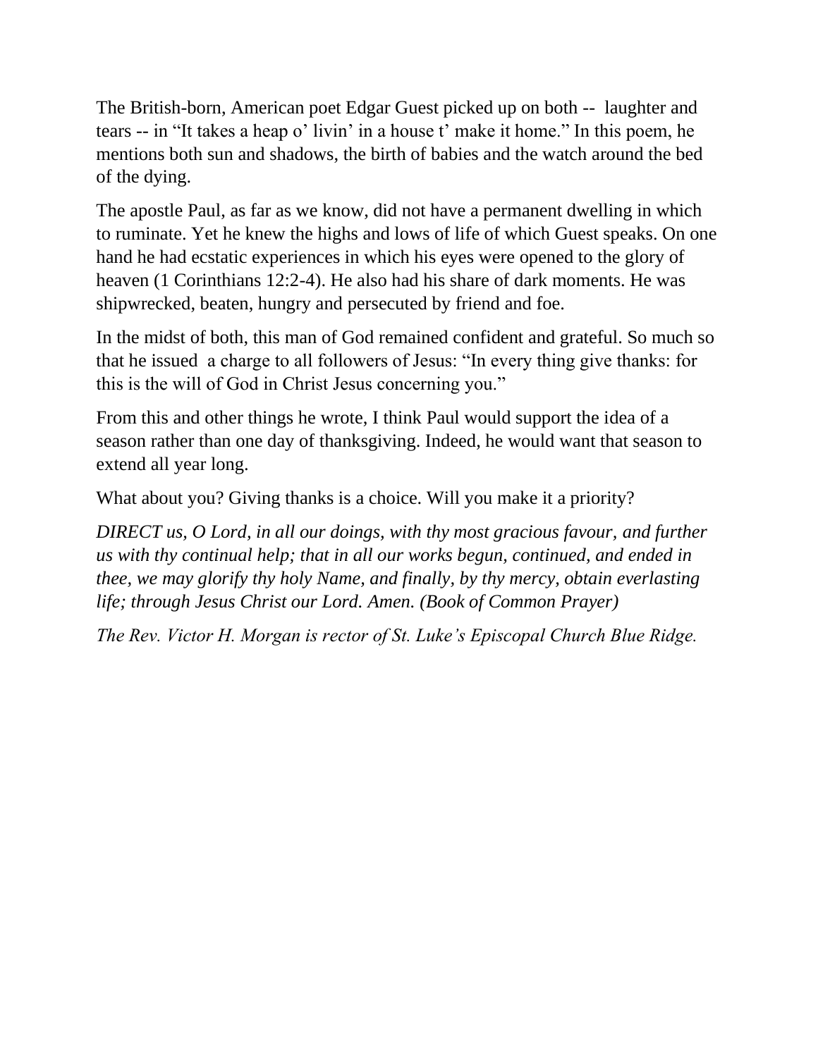The British-born, American poet Edgar Guest picked up on both -- laughter and tears -- in "It takes a heap o' livin' in a house t' make it home." In this poem, he mentions both sun and shadows, the birth of babies and the watch around the bed of the dying.

The apostle Paul, as far as we know, did not have a permanent dwelling in which to ruminate. Yet he knew the highs and lows of life of which Guest speaks. On one hand he had ecstatic experiences in which his eyes were opened to the glory of heaven (1 Corinthians 12:2-4). He also had his share of dark moments. He was shipwrecked, beaten, hungry and persecuted by friend and foe.

In the midst of both, this man of God remained confident and grateful. So much so that he issued a charge to all followers of Jesus: "In every thing give thanks: for this is the will of God in Christ Jesus concerning you."

From this and other things he wrote, I think Paul would support the idea of a season rather than one day of thanksgiving. Indeed, he would want that season to extend all year long.

What about you? Giving thanks is a choice. Will you make it a priority?

*DIRECT us, O Lord, in all our doings, with thy most gracious favour, and further us with thy continual help; that in all our works begun, continued, and ended in thee, we may glorify thy holy Name, and finally, by thy mercy, obtain everlasting life; through Jesus Christ our Lord. Amen. (Book of Common Prayer)*

*The Rev. Victor H. Morgan is rector of St. Luke's Episcopal Church Blue Ridge.*